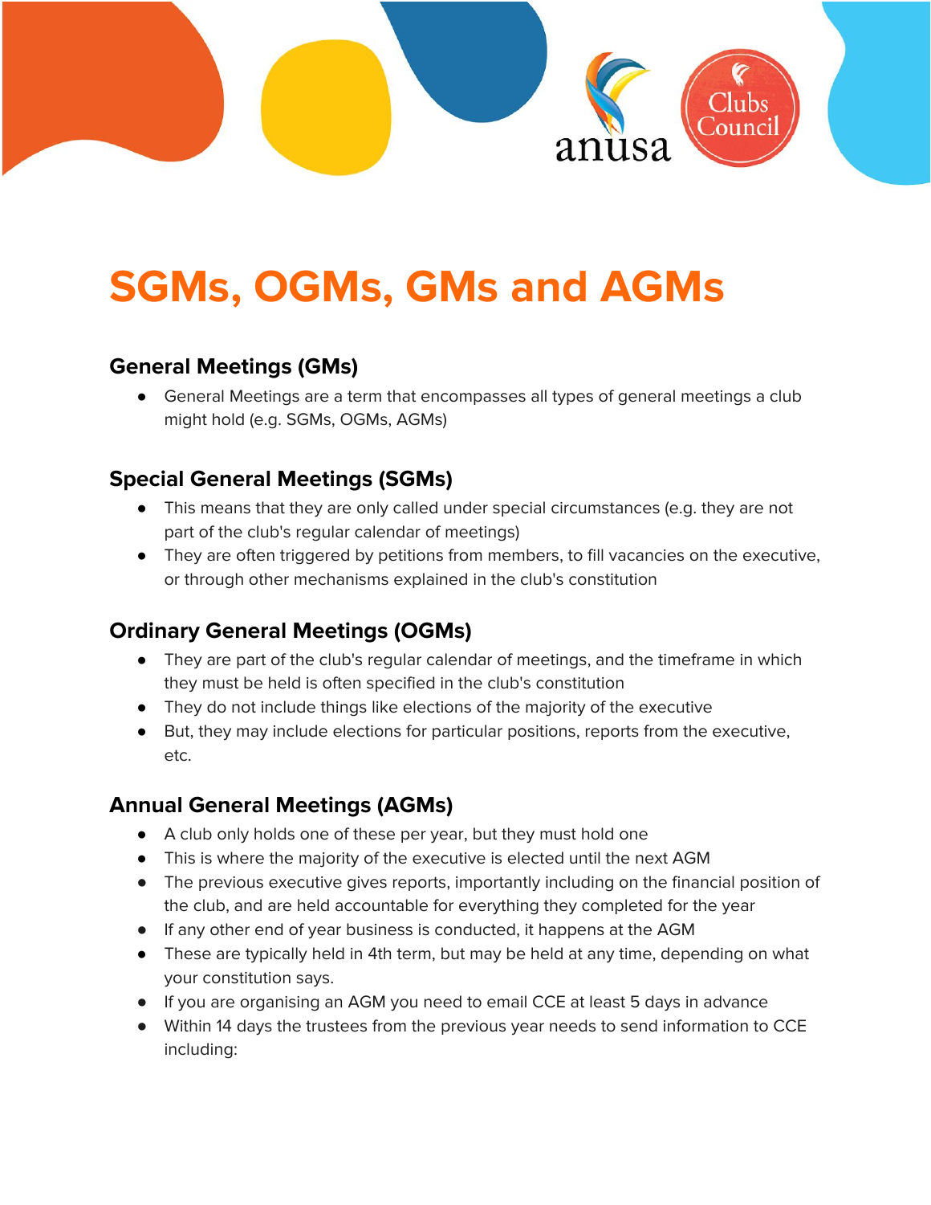# SGMs, OGMs, GMs and AGMs

## General Meetings (GMs)

- General Meetings are a term that encompasses all types of general meetings a club might hold (e.g. SGMs, OGMs, AGMs)

## Special General Meetings (SGMs)

- This means that they are only called under special circumstances (e.g. they are not part of the club's regular calendar of meetings)
- They are often triggered by petitions from members, to fill vacancies on the executive, or through other mechanisms explained in the club's constitution

## Ordinary General Meetings (OGMs)

- They are part of the club's regular calendar of meetings, and the timeframe in which they must be held is often specified in the club's constitution
- They do not include things like elections of the majority of the executive
- But, they may include elections for particular positions, reports from the executive, etc.

## Annual General Meetings (AGMs)

- A club only holds one of these per year, but they must hold one
- This is where the majority of the executive is elected until the next AGM
- The previous executive gives reports, importantly including on the financial position of the club, and are held accountable for everything they completed for the year
- If any other end of year business is conducted, it happens at the AGM
- These are typically held in 4th term, but may be held at any time, depending on what your constitution says.
- If you are organising an AGM you need to email CCE at least 5 days in advance
- Within 14 days the trustees from the previous year needs to send information to CCE including: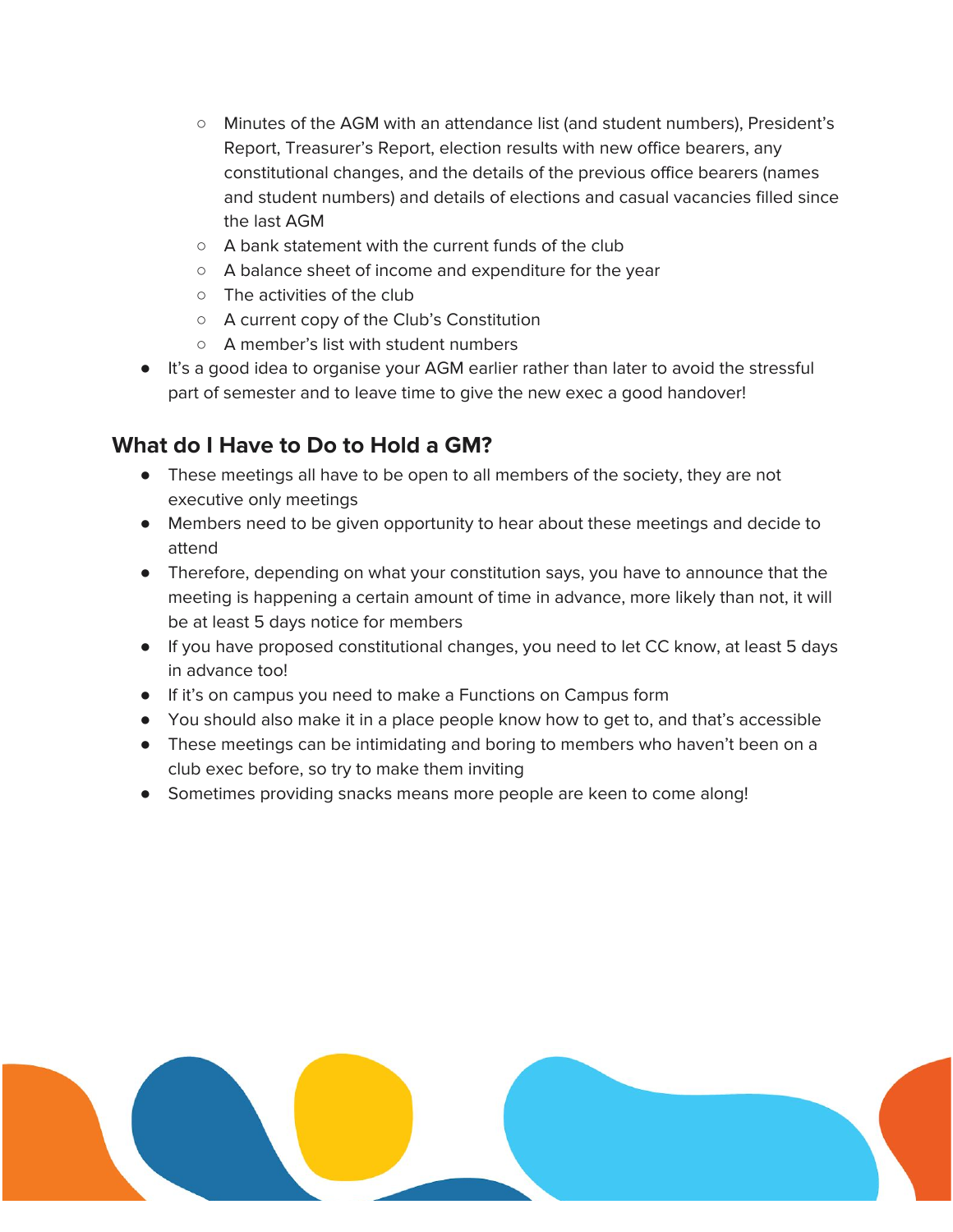- Minutes of the AGM with an attendance list (and student numbers), President's Report, Treasurer's Report, election results with new office bearers, any constitutional changes, and the details of the previous office bearers (names and student numbers) and details of elections and casual vacancies filled since the last AGM
    - A bank statement with the current funds of the club
    - A balance sheet of income and expenditure for the year
    - The activities of the club
    - A current copy of the Club's Constitution
    - A member's list with student numbers
- It's a good idea to organise your AGM earlier rather than later to avoid the stressful part of semester and to leave time to give the new exec a good handover!

## What do I Have to Do to Hold a GM?

- These meetings all have to be open to all members of the society, they are not executive only meetings
- Members need to be given opportunity to hear about these meetings and decide to attend
- Therefore, depending on what your constitution says, you have to announce that the meeting is happening a certain amount of time in advance, more likely than not, it will be at least 5 days notice for members
- If you have proposed constitutional changes, you need to let CC know, at least 5 days in advance too!
- If it's on campus you need to make a Functions on Campus form
- You should also make it in a place people know how to get to, and that's accessible
- These meetings can be intimidating and boring to members who haven't been on a club exec before, so try to make them inviting
- Sometimes providing snacks means more people are keen to come along!